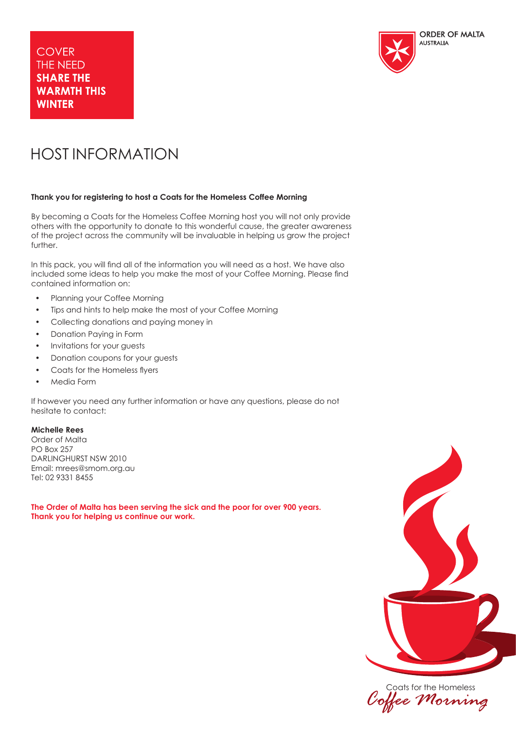COVER THE NEED **SHARE THE WARMTH THIS WINTER**

ORDER OF MALTA
AUSTRALIA

# HOST INFORMATION

**Thank you for registering to host a Coats for the Homeless Coffee Morning**

By becoming a Coats for the Homeless Coffee Morning host you will not only provide others with the opportunity to donate to this wonderful cause, the greater awareness of the project across the community will be invaluable in helping us grow the project further.

In this pack, you will find all of the information you will need as a host. We have also included some ideas to help you make the most of your Coffee Morning. Please find contained information on:

- Planning your Coffee Morning
- Tips and hints to help make the most of your Coffee Morning
- Collecting donations and paying money in
- Donation Paying in Form
- Invitations for your guests
- Donation coupons for your guests
- Coats for the Homeless flyers
- Media Form

If however you need any further information or have any questions, please do not hesitate to contact:

**Michelle Rees**
Order of Malta
PO Box 257
DARLINGHURST NSW 2010
Email: mrees@smom.org.au
Tel: 02 9331 8455

**The Order of Malta has been serving the sick and the poor for over 900 years.**
**Thank you for helping us continue our work.**

Coats for the Homeless
*Coffee Morning*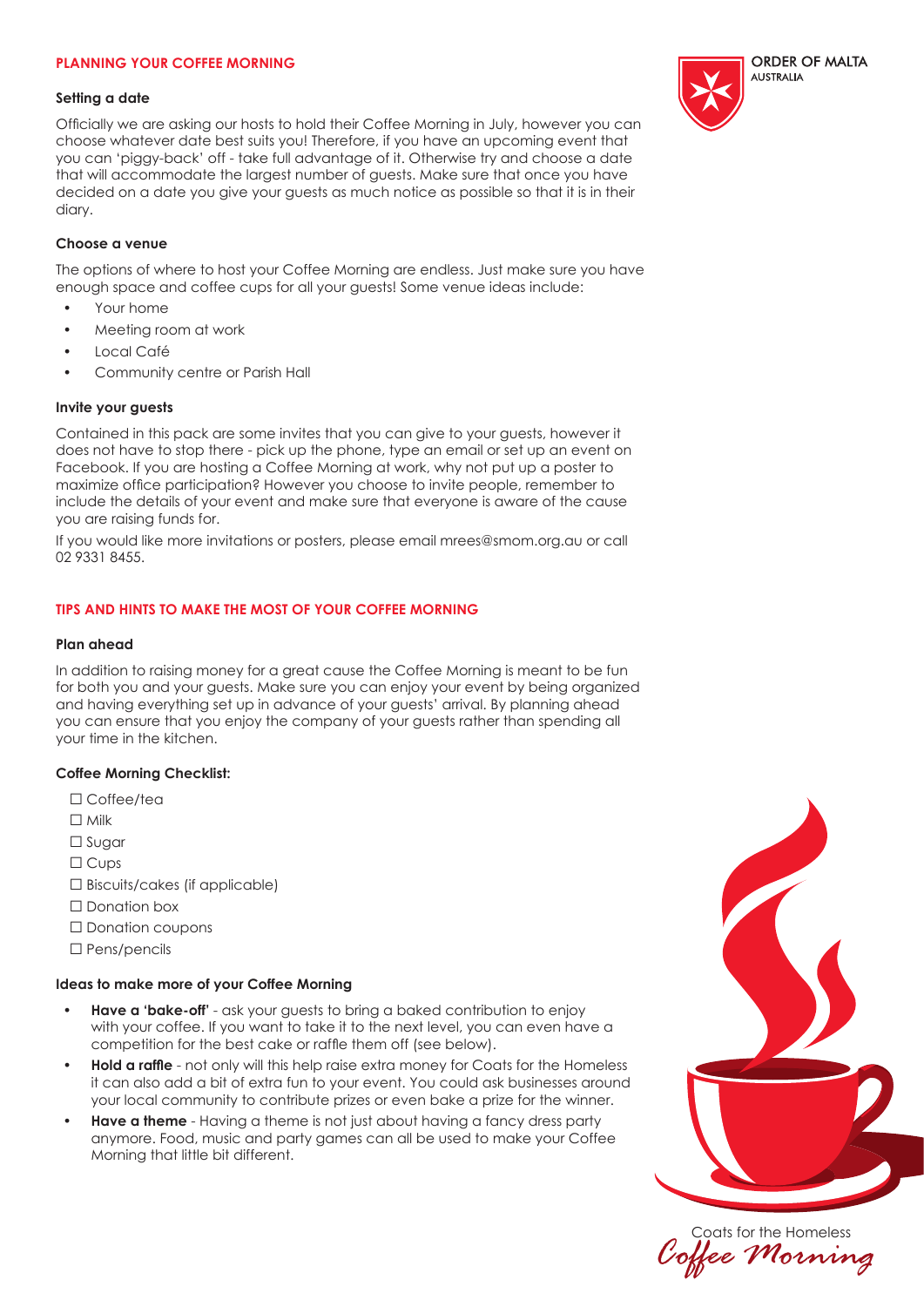## PLANNING YOUR COFFEE MORNING

### Setting a date

Officially we are asking our hosts to hold their Coffee Morning in July, however you can choose whatever date best suits you! Therefore, if you have an upcoming event that you can 'piggy-back' off - take full advantage of it. Otherwise try and choose a date that will accommodate the largest number of guests. Make sure that once you have decided on a date you give your guests as much notice as possible so that it is in their diary.

### Choose a venue

The options of where to host your Coffee Morning are endless. Just make sure you have enough space and coffee cups for all your guests! Some venue ideas include:

- Your home
- Meeting room at work
- Local Café
- Community centre or Parish Hall

### Invite your guests

Contained in this pack are some invites that you can give to your guests, however it does not have to stop there - pick up the phone, type an email or set up an event on Facebook. If you are hosting a Coffee Morning at work, why not put up a poster to maximize office participation? However you choose to invite people, remember to include the details of your event and make sure that everyone is aware of the cause you are raising funds for.

If you would like more invitations or posters, please email mrees@smom.org.au or call 02 9331 8455.

## TIPS AND HINTS TO MAKE THE MOST OF YOUR COFFEE MORNING

### Plan ahead

In addition to raising money for a great cause the Coffee Morning is meant to be fun for both you and your guests. Make sure you can enjoy your event by being organized and having everything set up in advance of your guests' arrival. By planning ahead you can ensure that you enjoy the company of your guests rather than spending all your time in the kitchen.

### Coffee Morning Checklist:

- ☐ Coffee/tea
- ☐ Milk
- ☐ Sugar
- ☐ Cups
- ☐ Biscuits/cakes (if applicable)
- ☐ Donation box
- ☐ Donation coupons
- ☐ Pens/pencils

### Ideas to make more of your Coffee Morning

- **Have a 'bake-off'** - ask your guests to bring a baked contribution to enjoy with your coffee. If you want to take it to the next level, you can even have a competition for the best cake or raffle them off (see below).
- **Hold a raffle** - not only will this help raise extra money for Coats for the Homeless it can also add a bit of extra fun to your event. You could ask businesses around your local community to contribute prizes or even bake a prize for the winner.
- **Have a theme** - Having a theme is not just about having a fancy dress party anymore. Food, music and party games can all be used to make your Coffee Morning that little bit different.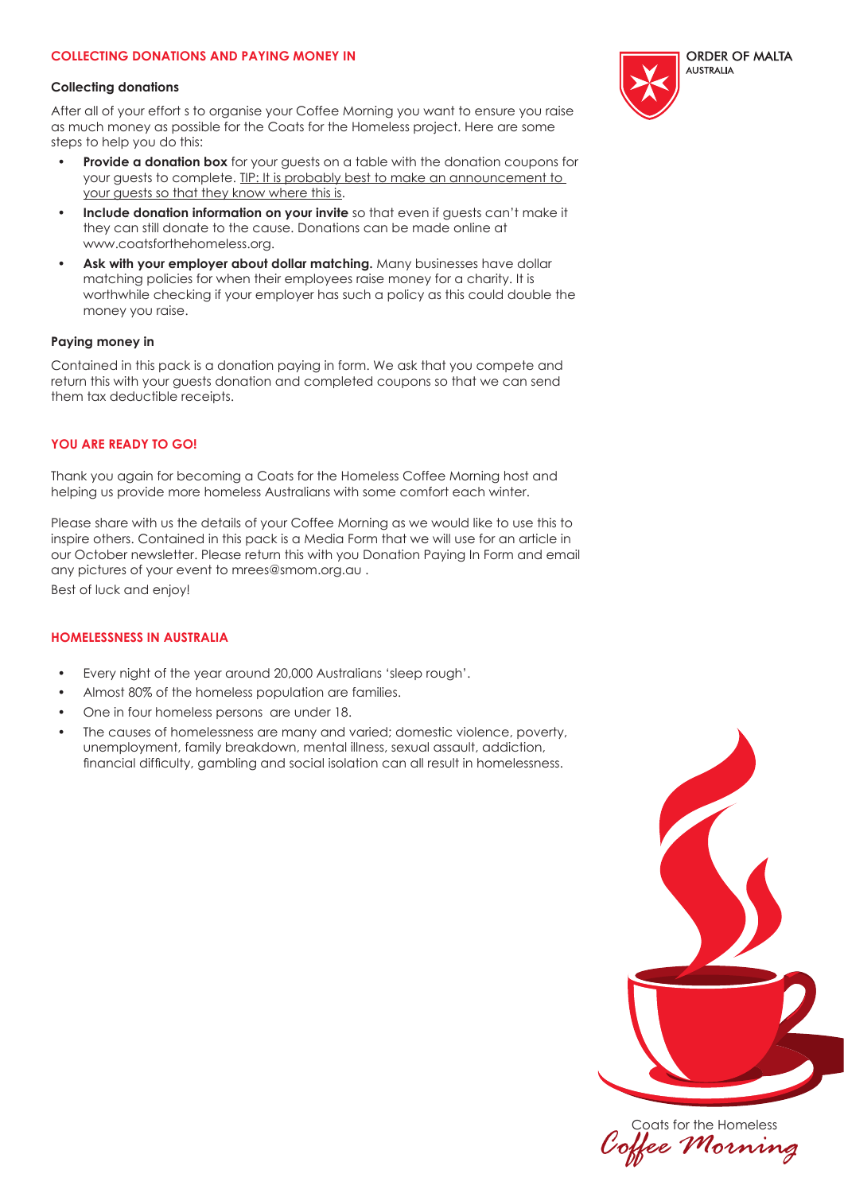## COLLECTING DONATIONS AND PAYING MONEY IN

### Collecting donations

After all of your effort s to organise your Coffee Morning you want to ensure you raise as much money as possible for the Coats for the Homeless project. Here are some steps to help you do this:

- **Provide a donation box** for your guests on a table with the donation coupons for your guests to complete. TIP: It is probably best to make an announcement to your guests so that they know where this is.
- **Include donation information on your invite** so that even if guests can't make it they can still donate to the cause. Donations can be made online at www.coatsforthehomeless.org.
- **Ask with your employer about dollar matching.** Many businesses have dollar matching policies for when their employees raise money for a charity. It is worthwhile checking if your employer has such a policy as this could double the money you raise.

### Paying money in

Contained in this pack is a donation paying in form. We ask that you compete and return this with your guests donation and completed coupons so that we can send them tax deductible receipts.

## YOU ARE READY TO GO!

Thank you again for becoming a Coats for the Homeless Coffee Morning host and helping us provide more homeless Australians with some comfort each winter.

Please share with us the details of your Coffee Morning as we would like to use this to inspire others. Contained in this pack is a Media Form that we will use for an article in our October newsletter. Please return this with you Donation Paying In Form and email any pictures of your event to mrees@smom.org.au .

Best of luck and enjoy!

## HOMELESSNESS IN AUSTRALIA

- Every night of the year around 20,000 Australians 'sleep rough'.
- Almost 80% of the homeless population are families.
- One in four homeless persons are under 18.
- The causes of homelessness are many and varied; domestic violence, poverty, unemployment, family breakdown, mental illness, sexual assault, addiction, financial difficulty, gambling and social isolation can all result in homelessness.

ORDER OF MALTA
AUSTRALIA

Coats for the Homeless
Coffee Morning